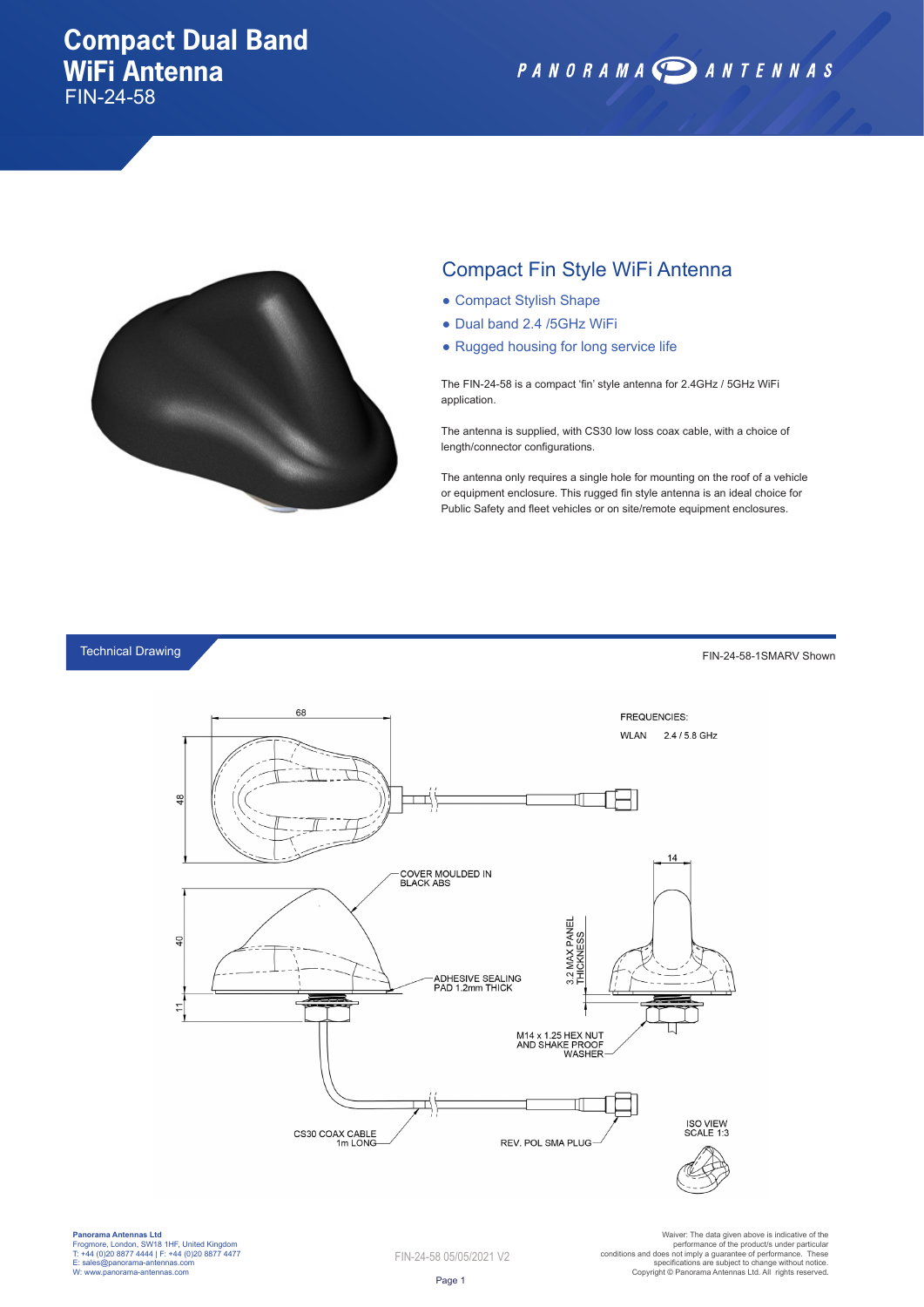# Compact Dual Band WiFi Antenna

FIN-24-58

PANORAMA ANTENNAS

## Compact Fin Style WiFi Antenna

- Compact Stylish Shape
- Dual band 2.4 /5GHz WiFi
- Rugged housing for long service life

The FIN-24-58 is a compact 'fin' style antenna for 2.4GHz / 5GHz WiFi application.

The antenna is supplied, with CS30 low loss coax cable, with a choice of length/connector configurations.

The antenna only requires a single hole for mounting on the roof of a vehicle or equipment enclosure. This rugged fin style antenna is an ideal choice for Public Safety and fleet vehicles or on site/remote equipment enclosures.

## Technical Drawing

FIN-24-58-1SMARV Shown

FREQUENCIES:

WLAN 2.4 / 5.8 GHz

68

48

14

40

11

COVER MOULDED IN BLACK ABS

ADHESIVE SEALING PAD 1.2mm THICK

3.2 MAX PANEL THICKNESS

M14 x 1.25 HEX NUT AND SHAKE PROOF WASHER

CS30 COAX CABLE 1m LONG

REV. POL SMA PLUG

ISO VIEW SCALE 1:3

**Panorama Antennas Ltd**
Frogmore, London, SW18 1HF, United Kingdom
T: +44 (0)20 8877 4444 | F: +44 (0)20 8877 4477
E: sales@panorama-antennas.com
W: www.panorama-antennas.com

FIN-24-58 05/05/2021 V2

Waiver: The data given above is indicative of the performance of the product/s under particular conditions and does not imply a guarantee of performance. These specifications are subject to change without notice.
Copyright © Panorama Antennas Ltd. All rights reserved.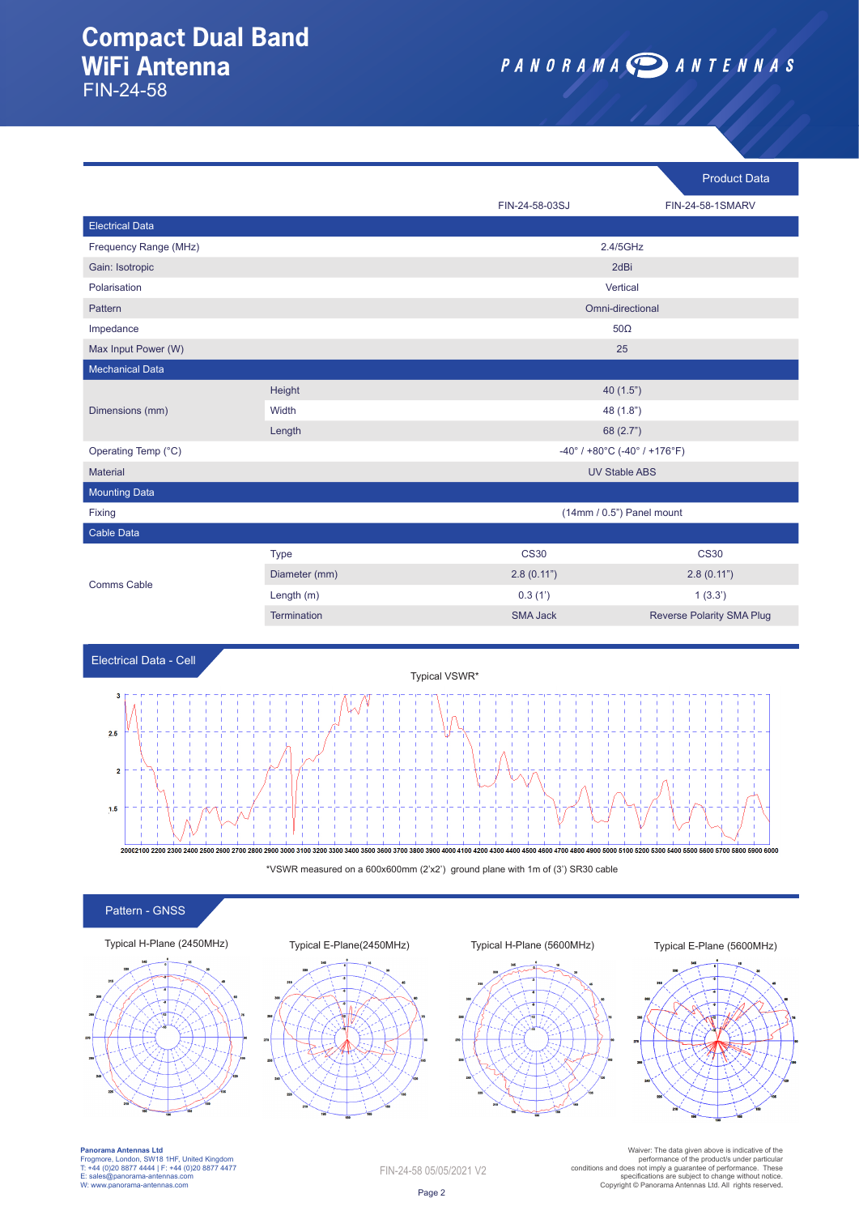# Compact Dual Band WiFi Antenna

FIN-24-58

PANORAMA ANTENNAS

## Product Data

| | | FIN-24-58-03SJ | FIN-24-58-1SMARV |
|---|---|---|---|
| **Electrical Data** | | | |
| Frequency Range (MHz) | | 2.4/5GHz | |
| Gain: Isotropic | | 2dBi | |
| Polarisation | | Vertical | |
| Pattern | | Omni-directional | |
| Impedance | | 50Ω | |
| Max Input Power (W) | | 25 | |
| **Mechanical Data** | | | |
| Dimensions (mm) | Height | 40 (1.5") | |
| | Width | 48 (1.8") | |
| | Length | 68 (2.7") | |
| Operating Temp (°C) | | -40° / +80°C (-40° / +176°F) | |
| Material | | UV Stable ABS | |
| **Mounting Data** | | | |
| Fixing | | (14mm / 0.5") Panel mount | |
| **Cable Data** | | | |
| Comms Cable | Type | CS30 | CS30 |
| | Diameter (mm) | 2.8 (0.11") | 2.8 (0.11") |
| | Length (m) | 0.3 (1') | 1 (3.3') |
| | Termination | SMA Jack | Reverse Polarity SMA Plug |

## Electrical Data - Cell

Typical VSWR*

3
2.5
2
1.5

2000 2100 2200 2300 2400 2500 2600 2700 2800 2900 3000 3100 3200 3300 3400 3500 3600 3700 3800 3900 4000 4100 4200 4300 4400 4500 4600 4700 4800 4900 5000 5100 5200 5300 5400 5500 5600 5700 5800 5900 6000

*VSWR measured on a 600x600mm (2'x2') ground plane with 1m of (3') SR30 cable

## Pattern - GNSS

Typical H-Plane (2450MHz)

Typical E-Plane(2450MHz)

Typical H-Plane (5600MHz)

Typical E-Plane (5600MHz)

**Panorama Antennas Ltd**
Frogmore, London, SW18 1HF, United Kingdom
T: +44 (0)20 8877 4444 | F: +44 (0)20 8877 4477
E: sales@panorama-antennas.com
W: www.panorama-antennas.com

FIN-24-58 05/05/2021 V2

Waiver: The data given above is indicative of the performance of the product/s under particular conditions and does not imply a guarantee of performance. These specifications are subject to change without notice. Copyright © Panorama Antennas Ltd. All rights reserved.